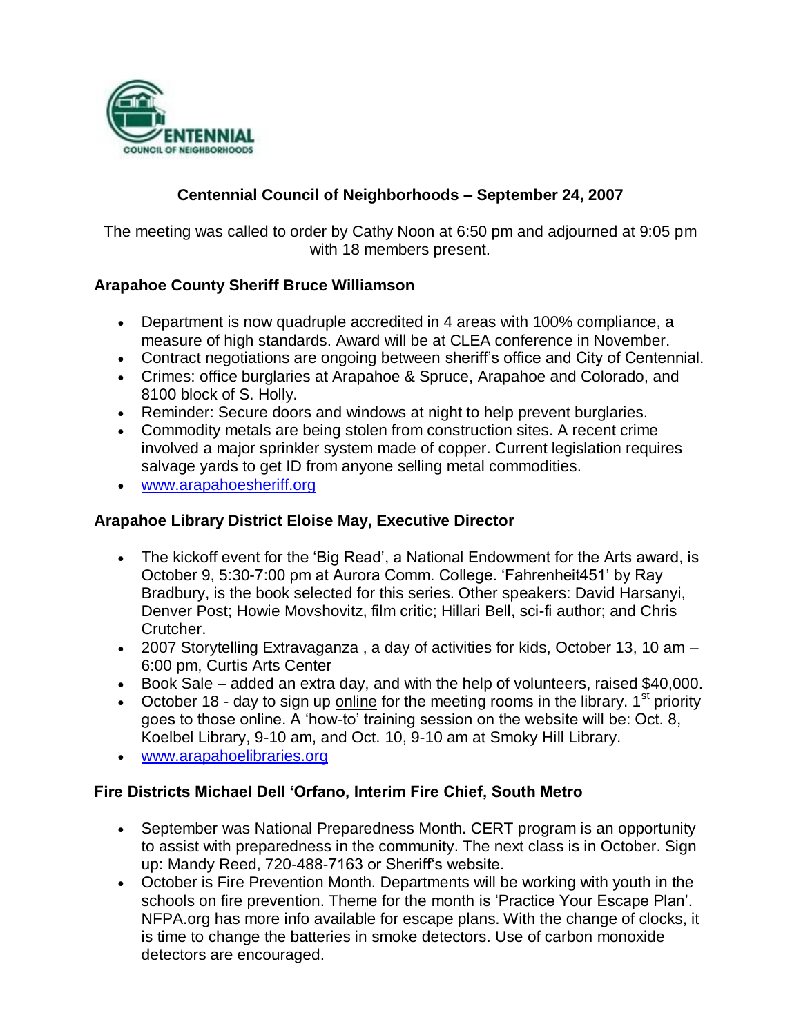# Centennial Council of Neighborhoods – September 24, 2007

The meeting was called to order by Cathy Noon at 6:50 pm and adjourned at 9:05 pm with 18 members present.

### Arapahoe County Sheriff Bruce Williamson

- Department is now quadruple accredited in 4 areas with 100% compliance, a measure of high standards. Award will be at CLEA conference in November.
- Contract negotiations are ongoing between sheriff's office and City of Centennial.
- Crimes: office burglaries at Arapahoe & Spruce, Arapahoe and Colorado, and 8100 block of S. Holly.
- Reminder: Secure doors and windows at night to help prevent burglaries.
- Commodity metals are being stolen from construction sites. A recent crime involved a major sprinkler system made of copper. Current legislation requires salvage yards to get ID from anyone selling metal commodities.
- www.arapahoesheriff.org

### Arapahoe Library District Eloise May, Executive Director

- The kickoff event for the 'Big Read', a National Endowment for the Arts award, is October 9, 5:30-7:00 pm at Aurora Comm. College. 'Fahrenheit451' by Ray Bradbury, is the book selected for this series. Other speakers: David Harsanyi, Denver Post; Howie Movshovitz, film critic; Hillari Bell, sci-fi author; and Chris Crutcher.
- 2007 Storytelling Extravaganza , a day of activities for kids, October 13, 10 am – 6:00 pm, Curtis Arts Center
- Book Sale – added an extra day, and with the help of volunteers, raised $40,000.
- October 18 - day to sign up online for the meeting rooms in the library. 1st priority goes to those online. A 'how-to' training session on the website will be: Oct. 8, Koelbel Library, 9-10 am, and Oct. 10, 9-10 am at Smoky Hill Library.
- www.arapahoelibraries.org

### Fire Districts Michael Dell 'Orfano, Interim Fire Chief, South Metro

- September was National Preparedness Month. CERT program is an opportunity to assist with preparedness in the community. The next class is in October. Sign up: Mandy Reed, 720-488-7163 or Sheriff's website.
- October is Fire Prevention Month. Departments will be working with youth in the schools on fire prevention. Theme for the month is 'Practice Your Escape Plan'. NFPA.org has more info available for escape plans. With the change of clocks, it is time to change the batteries in smoke detectors. Use of carbon monoxide detectors are encouraged.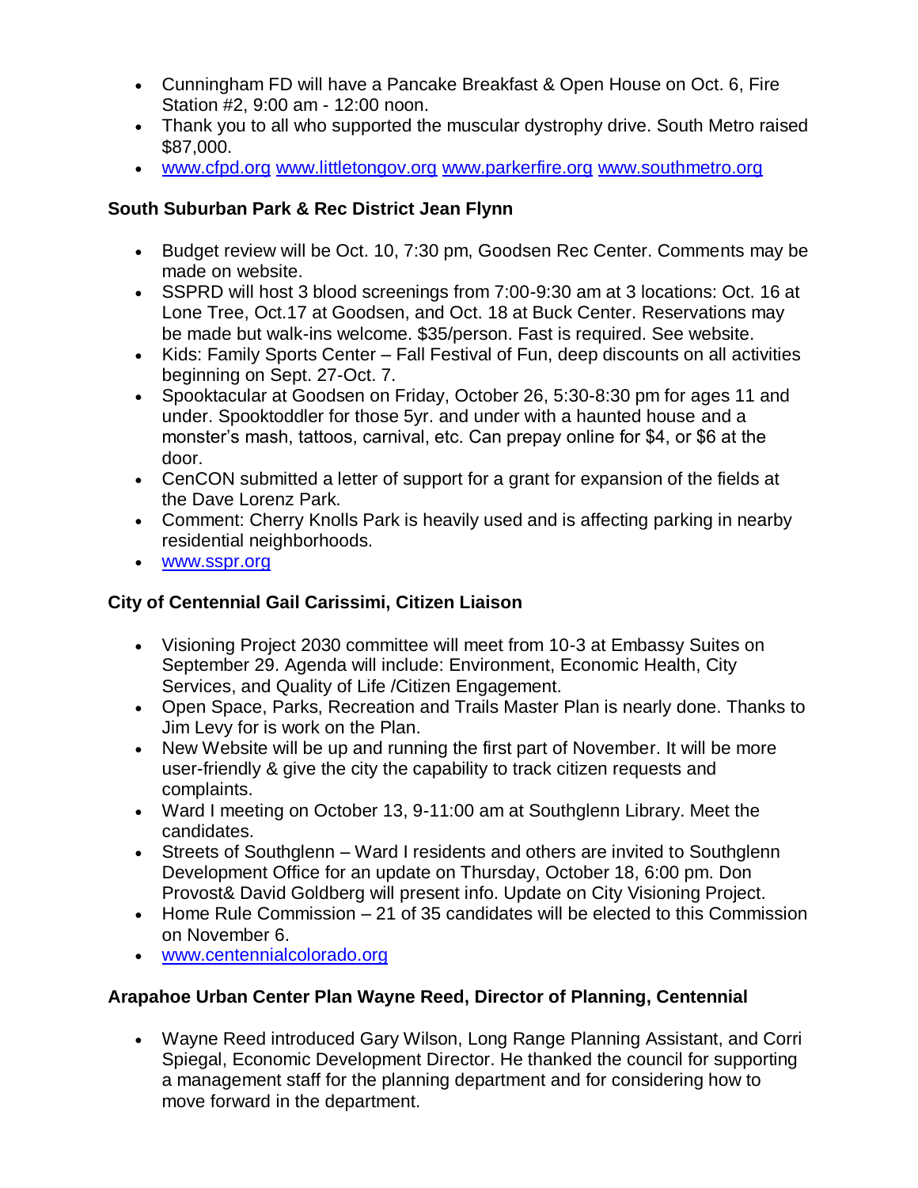- Cunningham FD will have a Pancake Breakfast & Open House on Oct. 6, Fire Station #2, 9:00 am - 12:00 noon.
- Thank you to all who supported the muscular dystrophy drive. South Metro raised $87,000.
- www.cfpd.org www.littletongov.org www.parkerfire.org www.southmetro.org

**South Suburban Park & Rec District Jean Flynn**

- Budget review will be Oct. 10, 7:30 pm, Goodsen Rec Center. Comments may be made on website.
- SSPRD will host 3 blood screenings from 7:00-9:30 am at 3 locations: Oct. 16 at Lone Tree, Oct.17 at Goodsen, and Oct. 18 at Buck Center. Reservations may be made but walk-ins welcome. $35/person. Fast is required. See website.
- Kids: Family Sports Center – Fall Festival of Fun, deep discounts on all activities beginning on Sept. 27-Oct. 7.
- Spooktacular at Goodsen on Friday, October 26, 5:30-8:30 pm for ages 11 and under. Spooktoddler for those 5yr. and under with a haunted house and a monster's mash, tattoos, carnival, etc. Can prepay online for $4, or $6 at the door.
- CenCON submitted a letter of support for a grant for expansion of the fields at the Dave Lorenz Park.
- Comment: Cherry Knolls Park is heavily used and is affecting parking in nearby residential neighborhoods.
- www.sspr.org

**City of Centennial Gail Carissimi, Citizen Liaison**

- Visioning Project 2030 committee will meet from 10-3 at Embassy Suites on September 29. Agenda will include: Environment, Economic Health, City Services, and Quality of Life /Citizen Engagement.
- Open Space, Parks, Recreation and Trails Master Plan is nearly done. Thanks to Jim Levy for is work on the Plan.
- New Website will be up and running the first part of November. It will be more user-friendly & give the city the capability to track citizen requests and complaints.
- Ward I meeting on October 13, 9-11:00 am at Southglenn Library. Meet the candidates.
- Streets of Southglenn – Ward I residents and others are invited to Southglenn Development Office for an update on Thursday, October 18, 6:00 pm. Don Provost& David Goldberg will present info. Update on City Visioning Project.
- Home Rule Commission – 21 of 35 candidates will be elected to this Commission on November 6.
- www.centennialcolorado.org

**Arapahoe Urban Center Plan Wayne Reed, Director of Planning, Centennial**

- Wayne Reed introduced Gary Wilson, Long Range Planning Assistant, and Corri Spiegal, Economic Development Director. He thanked the council for supporting a management staff for the planning department and for considering how to move forward in the department.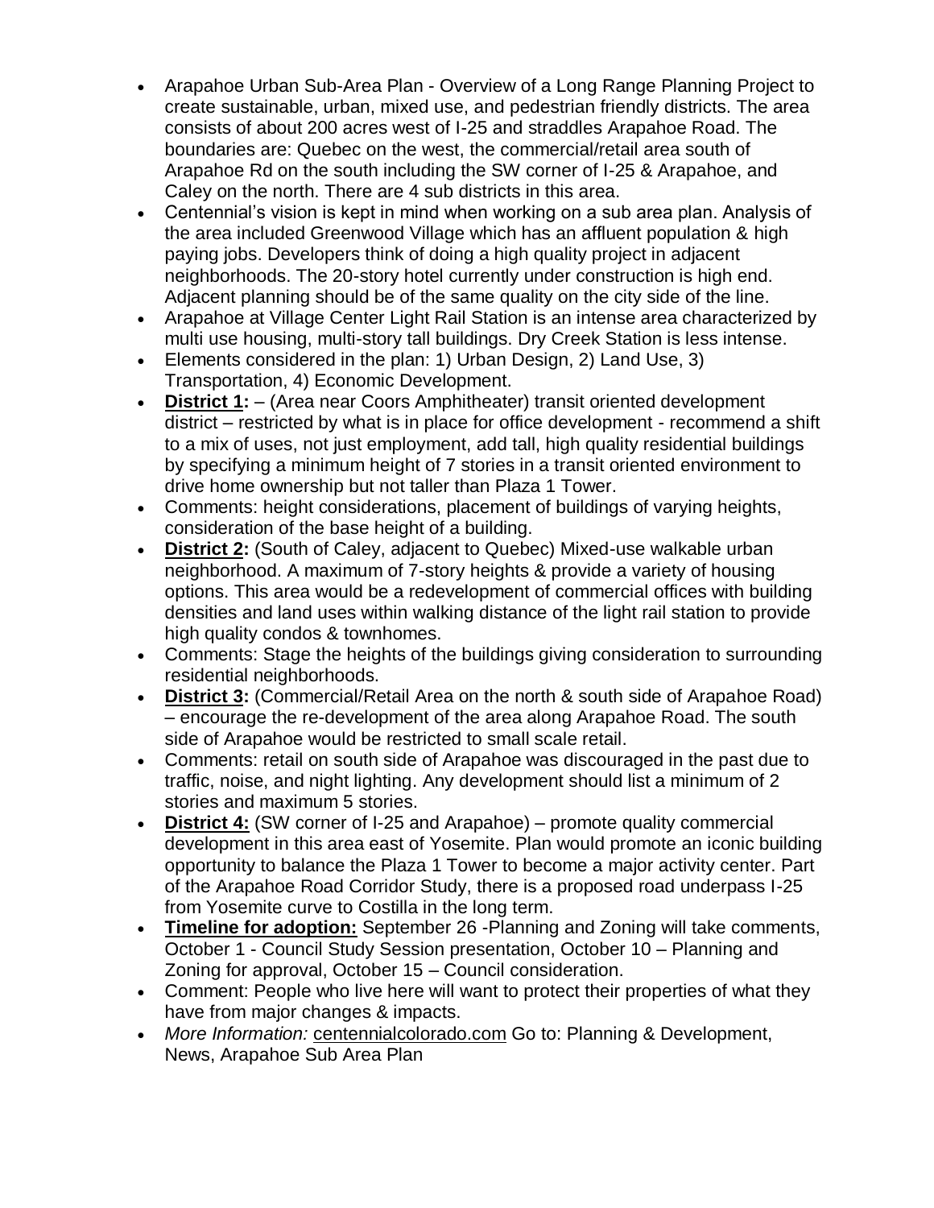- Arapahoe Urban Sub-Area Plan - Overview of a Long Range Planning Project to create sustainable, urban, mixed use, and pedestrian friendly districts. The area consists of about 200 acres west of I-25 and straddles Arapahoe Road. The boundaries are: Quebec on the west, the commercial/retail area south of Arapahoe Rd on the south including the SW corner of I-25 & Arapahoe, and Caley on the north. There are 4 sub districts in this area.
- Centennial's vision is kept in mind when working on a sub area plan. Analysis of the area included Greenwood Village which has an affluent population & high paying jobs. Developers think of doing a high quality project in adjacent neighborhoods. The 20-story hotel currently under construction is high end. Adjacent planning should be of the same quality on the city side of the line.
- Arapahoe at Village Center Light Rail Station is an intense area characterized by multi use housing, multi-story tall buildings. Dry Creek Station is less intense.
- Elements considered in the plan: 1) Urban Design, 2) Land Use, 3) Transportation, 4) Economic Development.
- **District 1:** – (Area near Coors Amphitheater) transit oriented development district – restricted by what is in place for office development - recommend a shift to a mix of uses, not just employment, add tall, high quality residential buildings by specifying a minimum height of 7 stories in a transit oriented environment to drive home ownership but not taller than Plaza 1 Tower.
- Comments: height considerations, placement of buildings of varying heights, consideration of the base height of a building.
- **District 2:** (South of Caley, adjacent to Quebec) Mixed-use walkable urban neighborhood. A maximum of 7-story heights & provide a variety of housing options. This area would be a redevelopment of commercial offices with building densities and land uses within walking distance of the light rail station to provide high quality condos & townhomes.
- Comments: Stage the heights of the buildings giving consideration to surrounding residential neighborhoods.
- **District 3:** (Commercial/Retail Area on the north & south side of Arapahoe Road) – encourage the re-development of the area along Arapahoe Road. The south side of Arapahoe would be restricted to small scale retail.
- Comments: retail on south side of Arapahoe was discouraged in the past due to traffic, noise, and night lighting. Any development should list a minimum of 2 stories and maximum 5 stories.
- **District 4:** (SW corner of I-25 and Arapahoe) – promote quality commercial development in this area east of Yosemite. Plan would promote an iconic building opportunity to balance the Plaza 1 Tower to become a major activity center. Part of the Arapahoe Road Corridor Study, there is a proposed road underpass I-25 from Yosemite curve to Costilla in the long term.
- **Timeline for adoption:** September 26 -Planning and Zoning will take comments, October 1 - Council Study Session presentation, October 10 – Planning and Zoning for approval, October 15 – Council consideration.
- Comment: People who live here will want to protect their properties of what they have from major changes & impacts.
- *More Information:* centennialcolorado.com Go to: Planning & Development, News, Arapahoe Sub Area Plan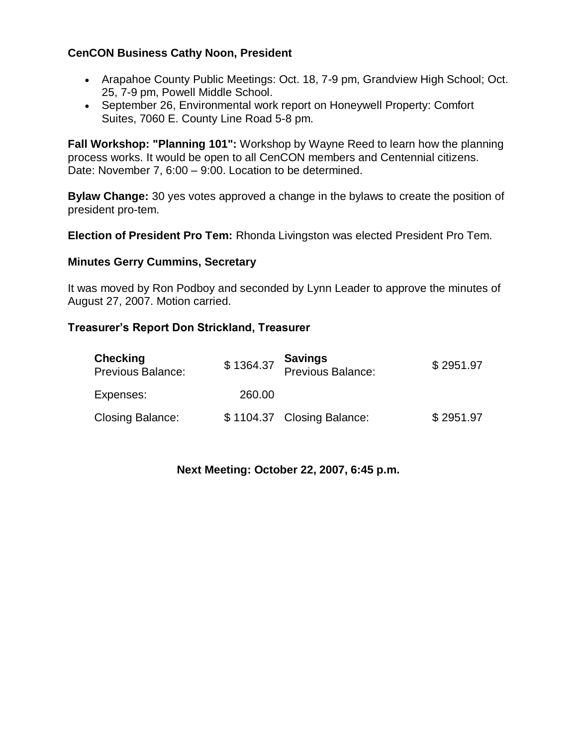**CenCON Business Cathy Noon, President**

- Arapahoe County Public Meetings: Oct. 18, 7-9 pm, Grandview High School; Oct. 25, 7-9 pm, Powell Middle School.
- September 26, Environmental work report on Honeywell Property: Comfort Suites, 7060 E. County Line Road 5-8 pm.

**Fall Workshop: "Planning 101":** Workshop by Wayne Reed to learn how the planning process works. It would be open to all CenCON members and Centennial citizens. Date: November 7, 6:00 – 9:00. Location to be determined.

**Bylaw Change:** 30 yes votes approved a change in the bylaws to create the position of president pro-tem.

**Election of President Pro Tem:** Rhonda Livingston was elected President Pro Tem.

**Minutes Gerry Cummins, Secretary**

It was moved by Ron Podboy and seconded by Lynn Leader to approve the minutes of August 27, 2007. Motion carried.

**Treasurer's Report Don Strickland, Treasurer**

| | | | |
|---|---|---|---|
| **Checking** Previous Balance: | $ 1364.37 | **Savings** Previous Balance: | $ 2951.97 |
| Expenses: | 260.00 | | |
| Closing Balance: | $ 1104.37 | Closing Balance: | $ 2951.97 |

**Next Meeting: October 22, 2007, 6:45 p.m.**